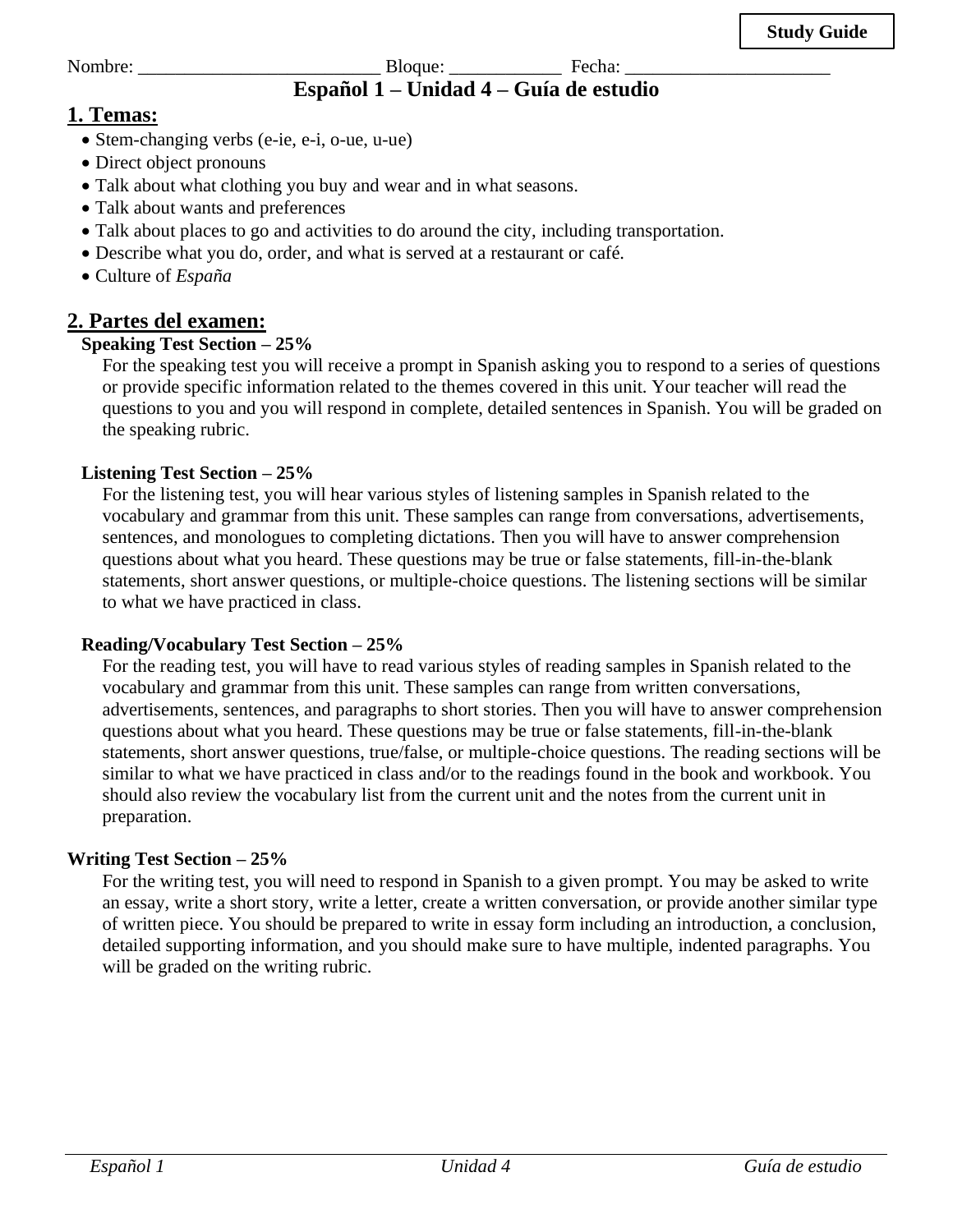**Study Guide**

Nombre: __________________________ Bloque: ____________ Fecha: ______________________

# Español 1 – Unidad 4 – Guía de estudio

## 1. Temas:

- Stem-changing verbs (e-ie, e-i, o-ue, u-ue)
- Direct object pronouns
- Talk about what clothing you buy and wear and in what seasons.
- Talk about wants and preferences
- Talk about places to go and activities to do around the city, including transportation.
- Describe what you do, order, and what is served at a restaurant or café.
- Culture of *España*

## 2. Partes del examen:

**Speaking Test Section – 25%**

For the speaking test you will receive a prompt in Spanish asking you to respond to a series of questions or provide specific information related to the themes covered in this unit. Your teacher will read the questions to you and you will respond in complete, detailed sentences in Spanish. You will be graded on the speaking rubric.

**Listening Test Section – 25%**

For the listening test, you will hear various styles of listening samples in Spanish related to the vocabulary and grammar from this unit. These samples can range from conversations, advertisements, sentences, and monologues to completing dictations. Then you will have to answer comprehension questions about what you heard. These questions may be true or false statements, fill-in-the-blank statements, short answer questions, or multiple-choice questions. The listening sections will be similar to what we have practiced in class.

**Reading/Vocabulary Test Section – 25%**

For the reading test, you will have to read various styles of reading samples in Spanish related to the vocabulary and grammar from this unit. These samples can range from written conversations, advertisements, sentences, and paragraphs to short stories. Then you will have to answer comprehension questions about what you heard. These questions may be true or false statements, fill-in-the-blank statements, short answer questions, true/false, or multiple-choice questions. The reading sections will be similar to what we have practiced in class and/or to the readings found in the book and workbook. You should also review the vocabulary list from the current unit and the notes from the current unit in preparation.

**Writing Test Section – 25%**

For the writing test, you will need to respond in Spanish to a given prompt. You may be asked to write an essay, write a short story, write a letter, create a written conversation, or provide another similar type of written piece. You should be prepared to write in essay form including an introduction, a conclusion, detailed supporting information, and you should make sure to have multiple, indented paragraphs. You will be graded on the writing rubric.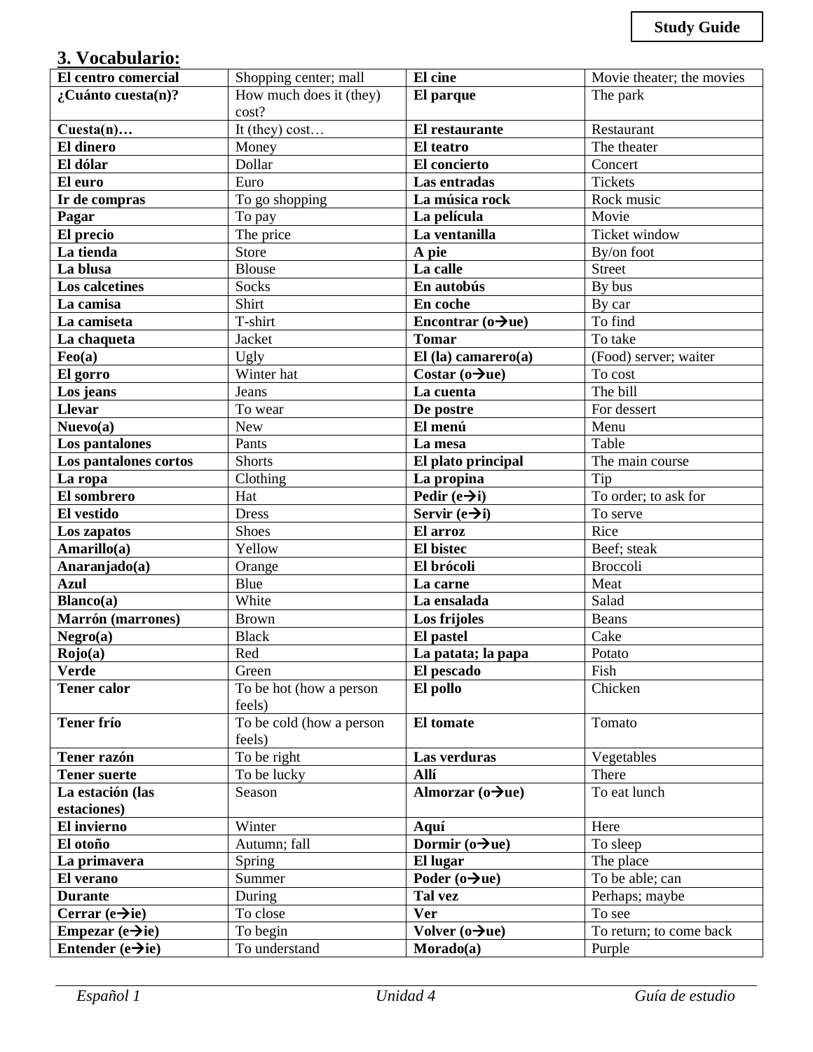## 3. Vocabulario:

| El centro comercial | Shopping center; mall | El cine | Movie theater; the movies |
|---|---|---|---|
| ¿Cuánto cuesta(n)? | How much does it (they) cost? | El parque | The park |
| Cuesta(n)… | It (they) cost… | El restaurante | Restaurant |
| El dinero | Money | El teatro | The theater |
| El dólar | Dollar | El concierto | Concert |
| El euro | Euro | Las entradas | Tickets |
| Ir de compras | To go shopping | La música rock | Rock music |
| Pagar | To pay | La película | Movie |
| El precio | The price | La ventanilla | Ticket window |
| La tienda | Store | A pie | By/on foot |
| La blusa | Blouse | La calle | Street |
| Los calcetines | Socks | En autobús | By bus |
| La camisa | Shirt | En coche | By car |
| La camiseta | T-shirt | Encontrar (o→ue) | To find |
| La chaqueta | Jacket | Tomar | To take |
| Feo(a) | Ugly | El (la) camarero(a) | (Food) server; waiter |
| El gorro | Winter hat | Costar (o→ue) | To cost |
| Los jeans | Jeans | La cuenta | The bill |
| Llevar | To wear | De postre | For dessert |
| Nuevo(a) | New | El menú | Menu |
| Los pantalones | Pants | La mesa | Table |
| Los pantalones cortos | Shorts | El plato principal | The main course |
| La ropa | Clothing | La propina | Tip |
| El sombrero | Hat | Pedir (e→i) | To order; to ask for |
| El vestido | Dress | Servir (e→i) | To serve |
| Los zapatos | Shoes | El arroz | Rice |
| Amarillo(a) | Yellow | El bistec | Beef; steak |
| Anaranjado(a) | Orange | El brócoli | Broccoli |
| Azul | Blue | La carne | Meat |
| Blanco(a) | White | La ensalada | Salad |
| Marrón (marrones) | Brown | Los frijoles | Beans |
| Negro(a) | Black | El pastel | Cake |
| Rojo(a) | Red | La patata; la papa | Potato |
| Verde | Green | El pescado | Fish |
| Tener calor | To be hot (how a person feels) | El pollo | Chicken |
| Tener frío | To be cold (how a person feels) | El tomate | Tomato |
| Tener razón | To be right | Las verduras | Vegetables |
| Tener suerte | To be lucky | Allí | There |
| La estación (las estaciones) | Season | Almorzar (o→ue) | To eat lunch |
| El invierno | Winter | Aquí | Here |
| El otoño | Autumn; fall | Dormir (o→ue) | To sleep |
| La primavera | Spring | El lugar | The place |
| El verano | Summer | Poder (o→ue) | To be able; can |
| Durante | During | Tal vez | Perhaps; maybe |
| Cerrar (e→ie) | To close | Ver | To see |
| Empezar (e→ie) | To begin | Volver (o→ue) | To return; to come back |
| Entender (e→ie) | To understand | Morado(a) | Purple |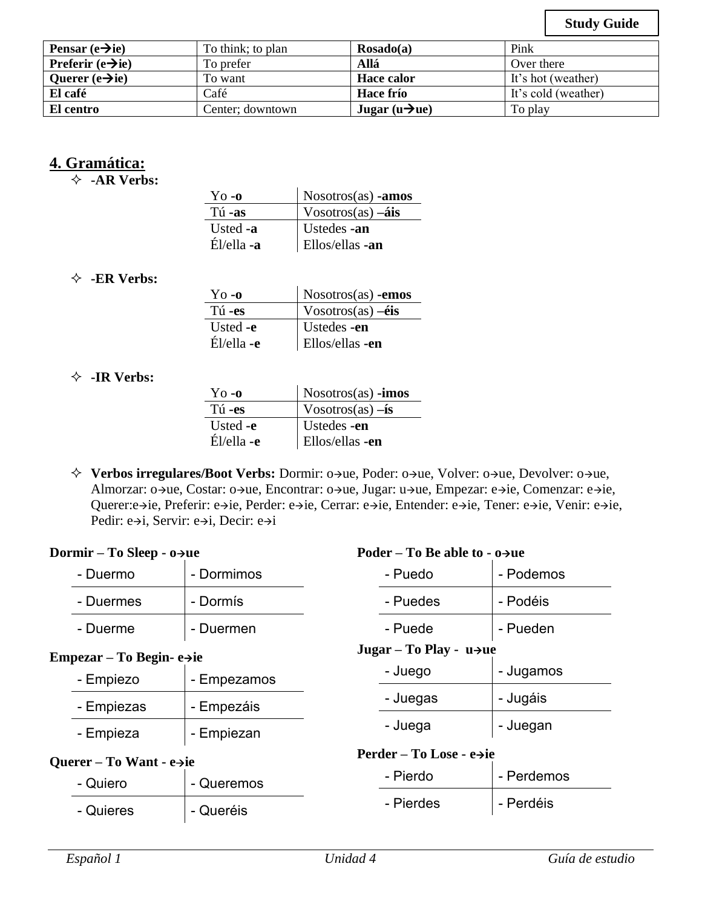**Study Guide**

| **Pensar (e→ie)** | To think; to plan | **Rosado(a)** | Pink |
|---|---|---|---|
| **Preferir (e→ie)** | To prefer | **Allá** | Over there |
| **Querer (e→ie)** | To want | **Hace calor** | It's hot (weather) |
| **El café** | Café | **Hace frío** | It's cold (weather) |
| **El centro** | Center; downtown | **Jugar (u→ue)** | To play |

## 4. Gramática:

- **-AR Verbs:**

| Yo **-o** | Nosotros(as) **-amos** |
|---|---|
| Tú **-as** | Vosotros(as) **–áis** |
| Usted **-a** | Ustedes **-an** |
| Él/ella **-a** | Ellos/ellas **-an** |

- **-ER Verbs:**

| Yo **-o** | Nosotros(as) **-emos** |
|---|---|
| Tú **-es** | Vosotros(as) **–éis** |
| Usted **-e** | Ustedes **-en** |
| Él/ella **-e** | Ellos/ellas **-en** |

- **-IR Verbs:**

| Yo **-o** | Nosotros(as) **-imos** |
|---|---|
| Tú **-es** | Vosotros(as) **–ís** |
| Usted **-e** | Ustedes **-en** |
| Él/ella **-e** | Ellos/ellas **-en** |

- **Verbos irregulares/Boot Verbs:** Dormir: o→ue, Poder: o→ue, Volver: o→ue, Devolver: o→ue, Almorzar: o→ue, Costar: o→ue, Encontrar: o→ue, Jugar: u→ue, Empezar: e→ie, Comenzar: e→ie, Querer:e→ie, Preferir: e→ie, Perder: e→ie, Cerrar: e→ie, Entender: e→ie, Tener: e→ie, Venir: e→ie, Pedir: e→i, Servir: e→i, Decir: e→i

**Dormir – To Sleep - o→ue**

| - Duermo | - Dormimos |
|---|---|
| - Duermes | - Dormís |
| - Duerme | - Duermen |

**Empezar – To Begin- e→ie**

| - Empiezo | - Empezamos |
|---|---|
| - Empiezas | - Empezáis |
| - Empieza | - Empiezan |

**Querer – To Want - e→ie**

| - Quiero | - Queremos |
|---|---|
| - Quieres | - Queréis |

**Poder – To Be able to - o→ue**

| - Puedo | - Podemos |
|---|---|
| - Puedes | - Podéis |
| - Puede | - Pueden |

**Jugar – To Play - u→ue**

| - Juego | - Jugamos |
|---|---|
| - Juegas | - Jugáis |
| - Juega | - Juegan |

**Perder – To Lose - e→ie**

| - Pierdo | - Perdemos |
|---|---|
| - Pierdes | - Perdéis |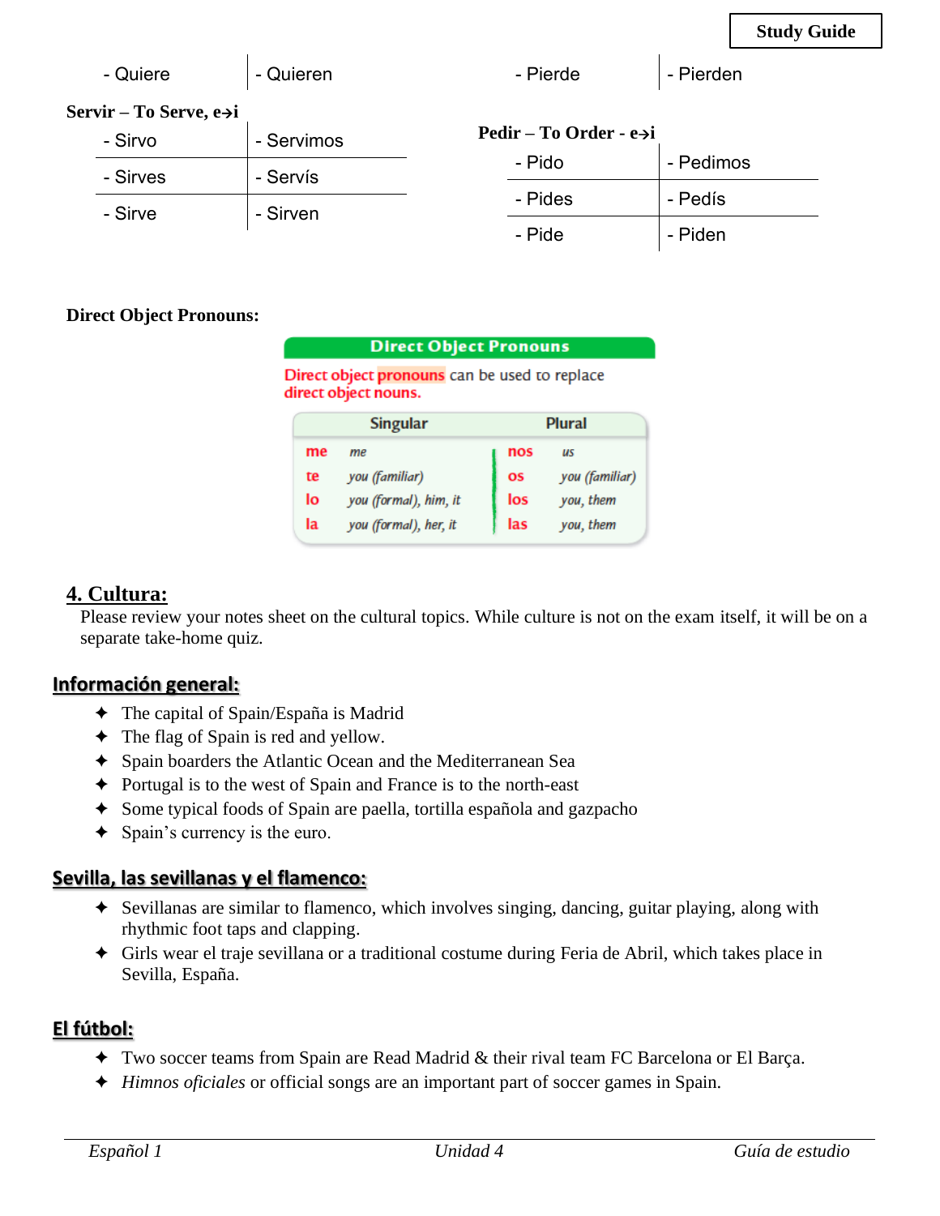| - Quiere | - Quieren |
|---|---|

| - Pierde | - Pierden |
|---|---|

**Servir – To Serve, e→i**

| - Sirvo | - Servimos |
|---|---|
| - Sirves | - Servís |
| - Sirve | - Sirven |

**Pedir – To Order - e→i**

| - Pido | - Pedimos |
|---|---|
| - Pides | - Pedís |
| - Pide | - Piden |

**Direct Object Pronouns:**

**Direct Object Pronouns**

Direct object pronouns can be used to replace direct object nouns.

| Singular | | Plural | |
|---|---|---|---|
| me | *me* | nos | *us* |
| te | *you (familiar)* | os | *you (familiar)* |
| lo | *you (formal), him, it* | los | *you, them* |
| la | *you (formal), her, it* | las | *you, them* |

## 4. Cultura:

Please review your notes sheet on the cultural topics. While culture is not on the exam itself, it will be on a separate take-home quiz.

### Información general:

- The capital of Spain/España is Madrid
- The flag of Spain is red and yellow.
- Spain boarders the Atlantic Ocean and the Mediterranean Sea
- Portugal is to the west of Spain and France is to the north-east
- Some typical foods of Spain are paella, tortilla española and gazpacho
- Spain's currency is the euro.

### Sevilla, las sevillanas y el flamenco:

- Sevillanas are similar to flamenco, which involves singing, dancing, guitar playing, along with rhythmic foot taps and clapping.
- Girls wear el traje sevillana or a traditional costume during Feria de Abril, which takes place in Sevilla, España.

### El fútbol:

- Two soccer teams from Spain are Read Madrid & their rival team FC Barcelona or El Barça.
- *Himnos oficiales* or official songs are an important part of soccer games in Spain.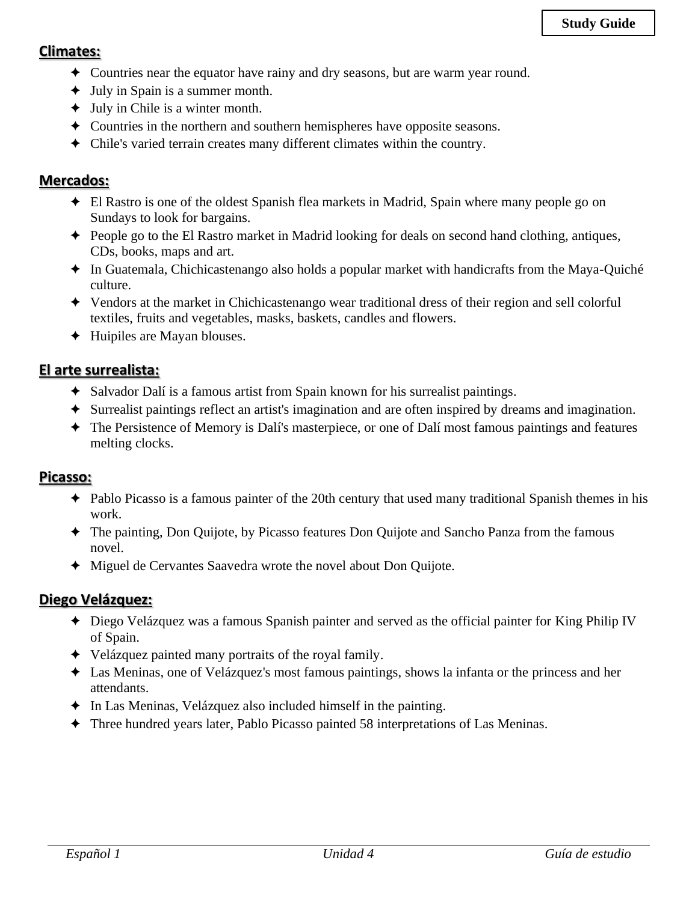## Climates:

- Countries near the equator have rainy and dry seasons, but are warm year round.
- July in Spain is a summer month.
- July in Chile is a winter month.
- Countries in the northern and southern hemispheres have opposite seasons.
- Chile's varied terrain creates many different climates within the country.

## Mercados:

- El Rastro is one of the oldest Spanish flea markets in Madrid, Spain where many people go on Sundays to look for bargains.
- People go to the El Rastro market in Madrid looking for deals on second hand clothing, antiques, CDs, books, maps and art.
- In Guatemala, Chichicastenango also holds a popular market with handicrafts from the Maya-Quiché culture.
- Vendors at the market in Chichicastenango wear traditional dress of their region and sell colorful textiles, fruits and vegetables, masks, baskets, candles and flowers.
- Huipiles are Mayan blouses.

## El arte surrealista:

- Salvador Dalí is a famous artist from Spain known for his surrealist paintings.
- Surrealist paintings reflect an artist's imagination and are often inspired by dreams and imagination.
- The Persistence of Memory is Dalí's masterpiece, or one of Dalí most famous paintings and features melting clocks.

## Picasso:

- Pablo Picasso is a famous painter of the 20th century that used many traditional Spanish themes in his work.
- The painting, Don Quijote, by Picasso features Don Quijote and Sancho Panza from the famous novel.
- Miguel de Cervantes Saavedra wrote the novel about Don Quijote.

## Diego Velázquez:

- Diego Velázquez was a famous Spanish painter and served as the official painter for King Philip IV of Spain.
- Velázquez painted many portraits of the royal family.
- Las Meninas, one of Velázquez's most famous paintings, shows la infanta or the princess and her attendants.
- In Las Meninas, Velázquez also included himself in the painting.
- Three hundred years later, Pablo Picasso painted 58 interpretations of Las Meninas.